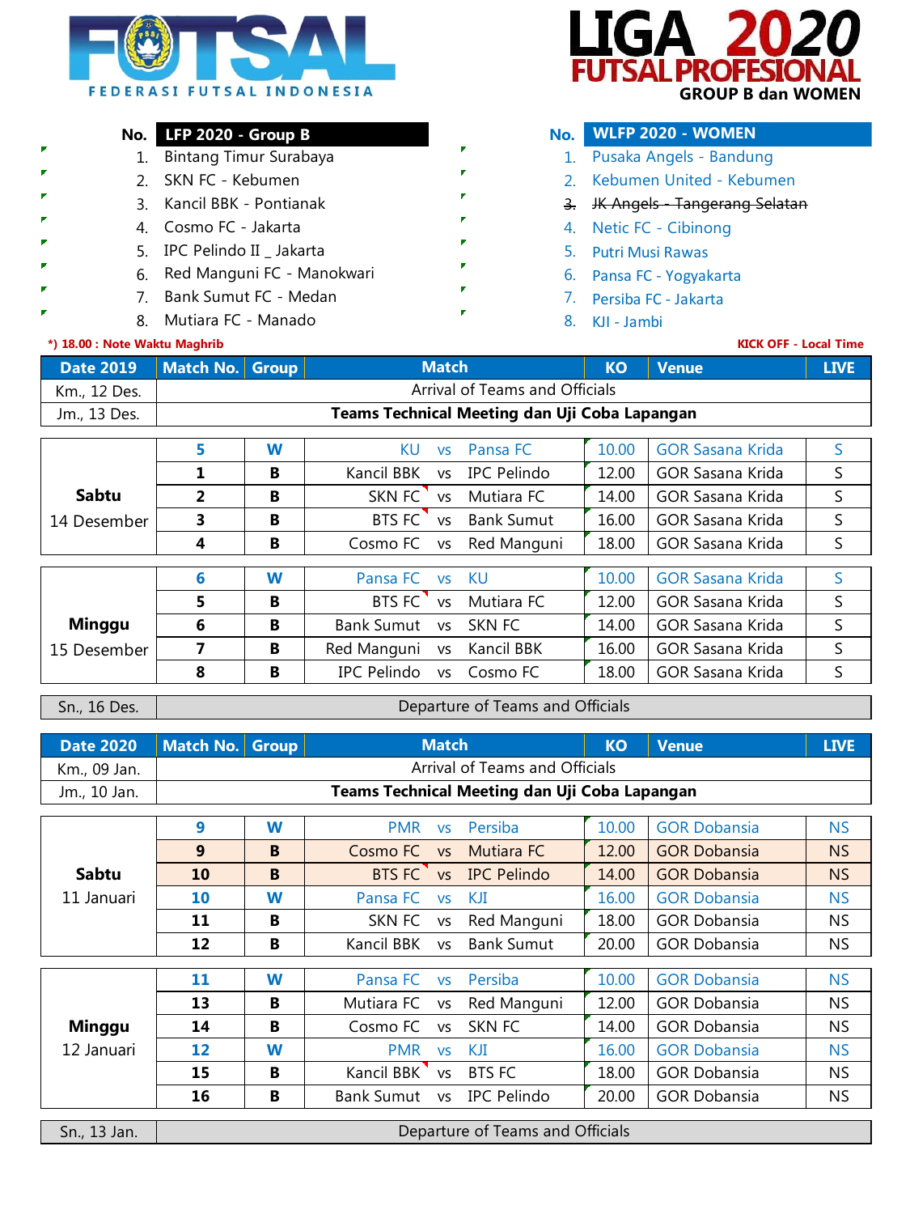# FUTSAL

FEDERASI FUTSAL INDONESIA

# LIGA 2020 FUTSAL PROFESIONAL

**GROUP B dan WOMEN**

| No. | LFP 2020 - Group B |
|---|---|
| 1. | Bintang Timur Surabaya |
| 2. | SKN FC - Kebumen |
| 3. | Kancil BBK - Pontianak |
| 4. | Cosmo FC - Jakarta |
| 5. | IPC Pelindo II _ Jakarta |
| 6. | Red Manguni FC - Manokwari |
| 7. | Bank Sumut FC - Medan |
| 8. | Mutiara FC - Manado |

| No. | WLFP 2020 - WOMEN |
|---|---|
| 1. | Pusaka Angels - Bandung |
| 2. | Kebumen United - Kebumen |
| ~~3.~~ | ~~JK Angels - Tangerang Selatan~~ |
| 4. | Netic FC - Cibinong |
| 5. | Putri Musi Rawas |
| 6. | Pansa FC - Yogyakarta |
| 7. | Persiba FC - Jakarta |
| 8. | KJI - Jambi |

*) 18.00 : Note Waktu Maghrib

KICK OFF - Local Time

| Date 2019 | Match No. | Group | Match | | | KO | Venue | LIVE |
|---|---|---|---|---|---|---|---|---|
| Km., 12 Des. | Arrival of Teams and Officials | | | | | | | |
| Jm., 13 Des. | **Teams Technical Meeting dan Uji Coba Lapangan** | | | | | | | |
| **Sabtu** 14 Desember | 5 | W | KU | vs | Pansa FC | 10.00 | GOR Sasana Krida | S |
| | 1 | B | Kancil BBK | vs | IPC Pelindo | 12.00 | GOR Sasana Krida | S |
| | 2 | B | SKN FC | vs | Mutiara FC | 14.00 | GOR Sasana Krida | S |
| | 3 | B | BTS FC | vs | Bank Sumut | 16.00 | GOR Sasana Krida | S |
| | 4 | B | Cosmo FC | vs | Red Manguni | 18.00 | GOR Sasana Krida | S |
| **Minggu** 15 Desember | 6 | W | Pansa FC | vs | KU | 10.00 | GOR Sasana Krida | S |
| | 5 | B | BTS FC | vs | Mutiara FC | 12.00 | GOR Sasana Krida | S |
| | 6 | B | Bank Sumut | vs | SKN FC | 14.00 | GOR Sasana Krida | S |
| | 7 | B | Red Manguni | vs | Kancil BBK | 16.00 | GOR Sasana Krida | S |
| | 8 | B | IPC Pelindo | vs | Cosmo FC | 18.00 | GOR Sasana Krida | S |
| Sn., 16 Des. | Departure of Teams and Officials | | | | | | | |

| Date 2020 | Match No. | Group | Match | | | KO | Venue | LIVE |
|---|---|---|---|---|---|---|---|---|
| Km., 09 Jan. | Arrival of Teams and Officials | | | | | | | |
| Jm., 10 Jan. | **Teams Technical Meeting dan Uji Coba Lapangan** | | | | | | | |
| **Sabtu** 11 Januari | 9 | W | PMR | vs | Persiba | 10.00 | GOR Dobansia | NS |
| | 9 | B | Cosmo FC | vs | Mutiara FC | 12.00 | GOR Dobansia | NS |
| | 10 | B | BTS FC | vs | IPC Pelindo | 14.00 | GOR Dobansia | NS |
| | 10 | W | Pansa FC | vs | KJI | 16.00 | GOR Dobansia | NS |
| | 11 | B | SKN FC | vs | Red Manguni | 18.00 | GOR Dobansia | NS |
| | 12 | B | Kancil BBK | vs | Bank Sumut | 20.00 | GOR Dobansia | NS |
| **Minggu** 12 Januari | 11 | W | Pansa FC | vs | Persiba | 10.00 | GOR Dobansia | NS |
| | 13 | B | Mutiara FC | vs | Red Manguni | 12.00 | GOR Dobansia | NS |
| | 14 | B | Cosmo FC | vs | SKN FC | 14.00 | GOR Dobansia | NS |
| | 12 | W | PMR | vs | KJI | 16.00 | GOR Dobansia | NS |
| | 15 | B | Kancil BBK | vs | BTS FC | 18.00 | GOR Dobansia | NS |
| | 16 | B | Bank Sumut | vs | IPC Pelindo | 20.00 | GOR Dobansia | NS |
| Sn., 13 Jan. | Departure of Teams and Officials | | | | | | | |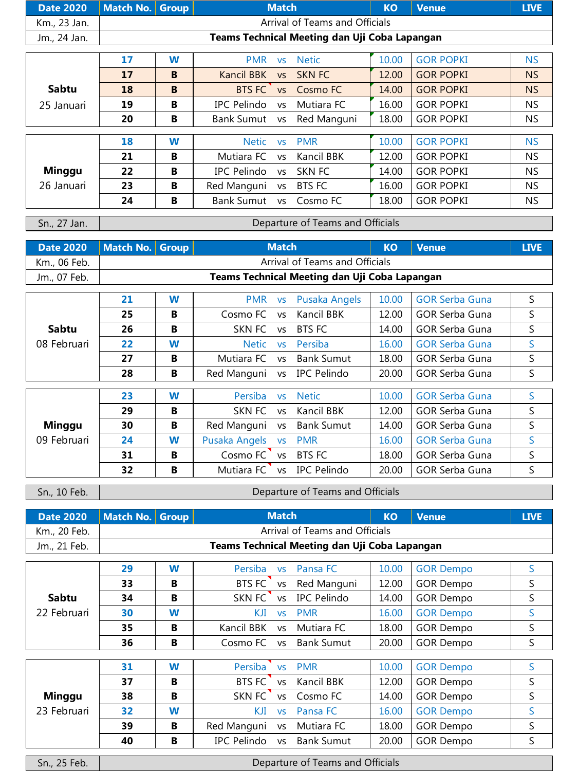| Date 2020 | Match No. | Group | Match | | | KO | Venue | LIVE |
|---|---|---|---|---|---|---|---|---|
| Km., 23 Jan. | Arrival of Teams and Officials | | | | | | | |
| Jm., 24 Jan. | **Teams Technical Meeting dan Uji Coba Lapangan** | | | | | | | |
| **Sabtu** 25 Januari | **17** | **W** | PMR | vs | Netic | 10.00 | GOR POPKI | NS |
| | **17** | **B** | Kancil BBK | vs | SKN FC | 12.00 | GOR POPKI | NS |
| | **18** | **B** | BTS FC | vs | Cosmo FC | 14.00 | GOR POPKI | NS |
| | **19** | **B** | IPC Pelindo | vs | Mutiara FC | 16.00 | GOR POPKI | NS |
| | **20** | **B** | Bank Sumut | vs | Red Manguni | 18.00 | GOR POPKI | NS |
| **Minggu** 26 Januari | **18** | **W** | Netic | vs | PMR | 10.00 | GOR POPKI | NS |
| | **21** | **B** | Mutiara FC | vs | Kancil BBK | 12.00 | GOR POPKI | NS |
| | **22** | **B** | IPC Pelindo | vs | SKN FC | 14.00 | GOR POPKI | NS |
| | **23** | **B** | Red Manguni | vs | BTS FC | 16.00 | GOR POPKI | NS |
| | **24** | **B** | Bank Sumut | vs | Cosmo FC | 18.00 | GOR POPKI | NS |
| Sn., 27 Jan. | Departure of Teams and Officials | | | | | | | |

| Date 2020 | Match No. | Group | Match | | | KO | Venue | LIVE |
|---|---|---|---|---|---|---|---|---|
| Km., 06 Feb. | Arrival of Teams and Officials | | | | | | | |
| Jm., 07 Feb. | **Teams Technical Meeting dan Uji Coba Lapangan** | | | | | | | |
| **Sabtu** 08 Februari | **21** | **W** | PMR | vs | Pusaka Angels | 10.00 | GOR Serba Guna | S |
| | **25** | **B** | Cosmo FC | vs | Kancil BBK | 12.00 | GOR Serba Guna | S |
| | **26** | **B** | SKN FC | vs | BTS FC | 14.00 | GOR Serba Guna | S |
| | **22** | **W** | Netic | vs | Persiba | 16.00 | GOR Serba Guna | S |
| | **27** | **B** | Mutiara FC | vs | Bank Sumut | 18.00 | GOR Serba Guna | S |
| | **28** | **B** | Red Manguni | vs | IPC Pelindo | 20.00 | GOR Serba Guna | S |
| **Minggu** 09 Februari | **23** | **W** | Persiba | vs | Netic | 10.00 | GOR Serba Guna | S |
| | **29** | **B** | SKN FC | vs | Kancil BBK | 12.00 | GOR Serba Guna | S |
| | **30** | **B** | Red Manguni | vs | Bank Sumut | 14.00 | GOR Serba Guna | S |
| | **24** | **W** | Pusaka Angels | vs | PMR | 16.00 | GOR Serba Guna | S |
| | **31** | **B** | Cosmo FC | vs | BTS FC | 18.00 | GOR Serba Guna | S |
| | **32** | **B** | Mutiara FC | vs | IPC Pelindo | 20.00 | GOR Serba Guna | S |
| Sn., 10 Feb. | Departure of Teams and Officials | | | | | | | |

| Date 2020 | Match No. | Group | Match | | | KO | Venue | LIVE |
|---|---|---|---|---|---|---|---|---|
| Km., 20 Feb. | Arrival of Teams and Officials | | | | | | | |
| Jm., 21 Feb. | **Teams Technical Meeting dan Uji Coba Lapangan** | | | | | | | |
| **Sabtu** 22 Februari | **29** | **W** | Persiba | vs | Pansa FC | 10.00 | GOR Dempo | S |
| | **33** | **B** | BTS FC | vs | Red Manguni | 12.00 | GOR Dempo | S |
| | **34** | **B** | SKN FC | vs | IPC Pelindo | 14.00 | GOR Dempo | S |
| | **30** | **W** | KJI | vs | PMR | 16.00 | GOR Dempo | S |
| | **35** | **B** | Kancil BBK | vs | Mutiara FC | 18.00 | GOR Dempo | S |
| | **36** | **B** | Cosmo FC | vs | Bank Sumut | 20.00 | GOR Dempo | S |
| **Minggu** 23 Februari | **31** | **W** | Persiba | vs | PMR | 10.00 | GOR Dempo | S |
| | **37** | **B** | BTS FC | vs | Kancil BBK | 12.00 | GOR Dempo | S |
| | **38** | **B** | SKN FC | vs | Cosmo FC | 14.00 | GOR Dempo | S |
| | **32** | **W** | KJI | vs | Pansa FC | 16.00 | GOR Dempo | S |
| | **39** | **B** | Red Manguni | vs | Mutiara FC | 18.00 | GOR Dempo | S |
| | **40** | **B** | IPC Pelindo | vs | Bank Sumut | 20.00 | GOR Dempo | S |
| Sn., 25 Feb. | Departure of Teams and Officials | | | | | | | |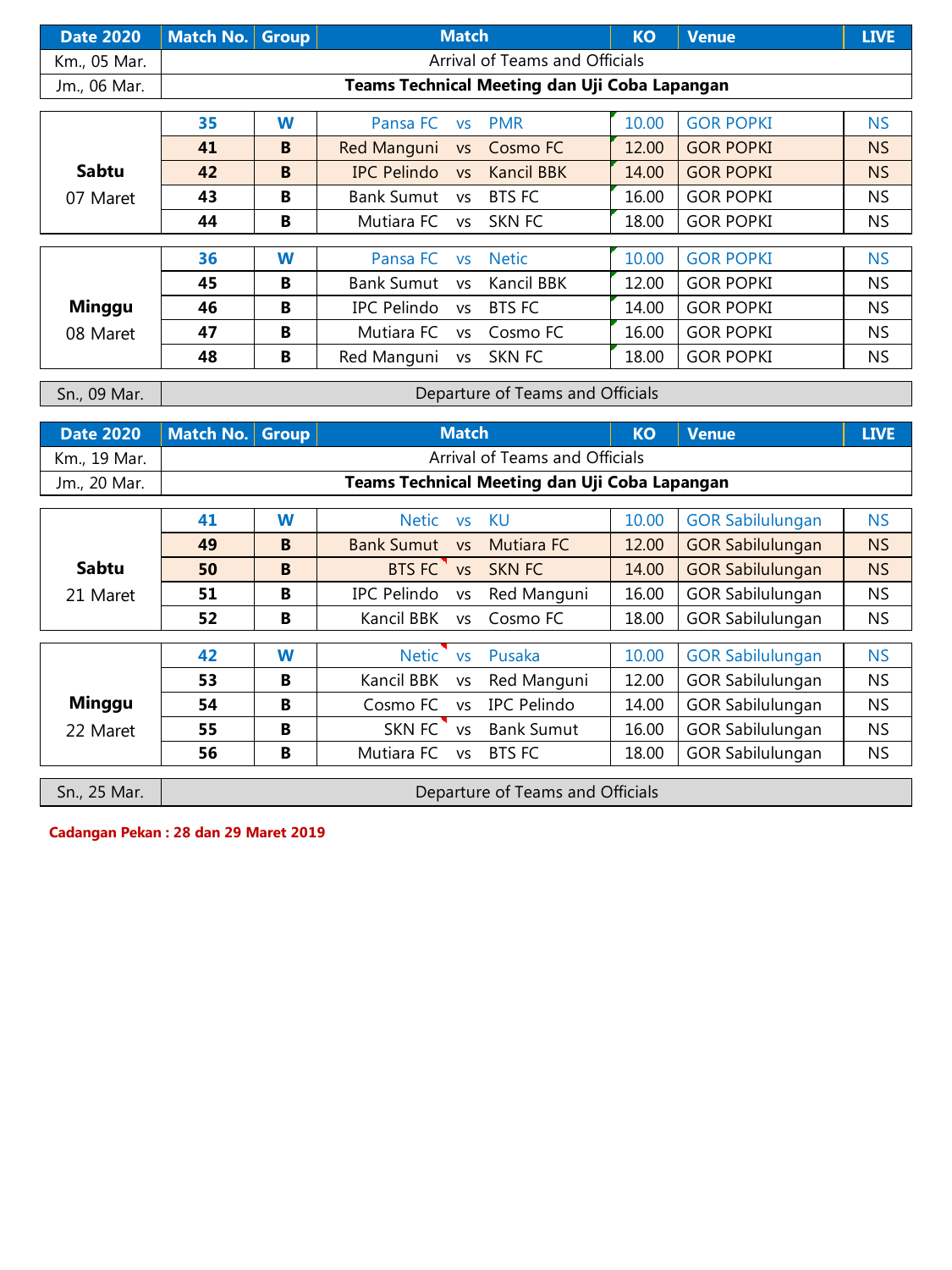| Date 2020 | Match No. | Group | Match | | | KO | Venue | LIVE |
|---|---|---|---|---|---|---|---|---|
| Km., 05 Mar. | Arrival of Teams and Officials | | | | | | | |
| Jm., 06 Mar. | **Teams Technical Meeting dan Uji Coba Lapangan** | | | | | | | |
| **Sabtu** 07 Maret | **35** | **W** | Pansa FC | vs | PMR | 10.00 | GOR POPKI | NS |
| | **41** | **B** | Red Manguni | vs | Cosmo FC | 12.00 | GOR POPKI | NS |
| | **42** | **B** | IPC Pelindo | vs | Kancil BBK | 14.00 | GOR POPKI | NS |
| | **43** | **B** | Bank Sumut | vs | BTS FC | 16.00 | GOR POPKI | NS |
| | **44** | **B** | Mutiara FC | vs | SKN FC | 18.00 | GOR POPKI | NS |
| **Minggu** 08 Maret | **36** | **W** | Pansa FC | vs | Netic | 10.00 | GOR POPKI | NS |
| | **45** | **B** | Bank Sumut | vs | Kancil BBK | 12.00 | GOR POPKI | NS |
| | **46** | **B** | IPC Pelindo | vs | BTS FC | 14.00 | GOR POPKI | NS |
| | **47** | **B** | Mutiara FC | vs | Cosmo FC | 16.00 | GOR POPKI | NS |
| | **48** | **B** | Red Manguni | vs | SKN FC | 18.00 | GOR POPKI | NS |
| Sn., 09 Mar. | Departure of Teams and Officials | | | | | | | |

| Date 2020 | Match No. | Group | Match | | | KO | Venue | LIVE |
|---|---|---|---|---|---|---|---|---|
| Km., 19 Mar. | Arrival of Teams and Officials | | | | | | | |
| Jm., 20 Mar. | **Teams Technical Meeting dan Uji Coba Lapangan** | | | | | | | |
| **Sabtu** 21 Maret | **41** | **W** | Netic | vs | KU | 10.00 | GOR Sabilulungan | NS |
| | **49** | **B** | Bank Sumut | vs | Mutiara FC | 12.00 | GOR Sabilulungan | NS |
| | **50** | **B** | BTS FC | vs | SKN FC | 14.00 | GOR Sabilulungan | NS |
| | **51** | **B** | IPC Pelindo | vs | Red Manguni | 16.00 | GOR Sabilulungan | NS |
| | **52** | **B** | Kancil BBK | vs | Cosmo FC | 18.00 | GOR Sabilulungan | NS |
| **Minggu** 22 Maret | **42** | **W** | Netic | vs | Pusaka | 10.00 | GOR Sabilulungan | NS |
| | **53** | **B** | Kancil BBK | vs | Red Manguni | 12.00 | GOR Sabilulungan | NS |
| | **54** | **B** | Cosmo FC | vs | IPC Pelindo | 14.00 | GOR Sabilulungan | NS |
| | **55** | **B** | SKN FC | vs | Bank Sumut | 16.00 | GOR Sabilulungan | NS |
| | **56** | **B** | Mutiara FC | vs | BTS FC | 18.00 | GOR Sabilulungan | NS |
| Sn., 25 Mar. | Departure of Teams and Officials | | | | | | | |

**Cadangan Pekan : 28 dan 29 Maret 2019**